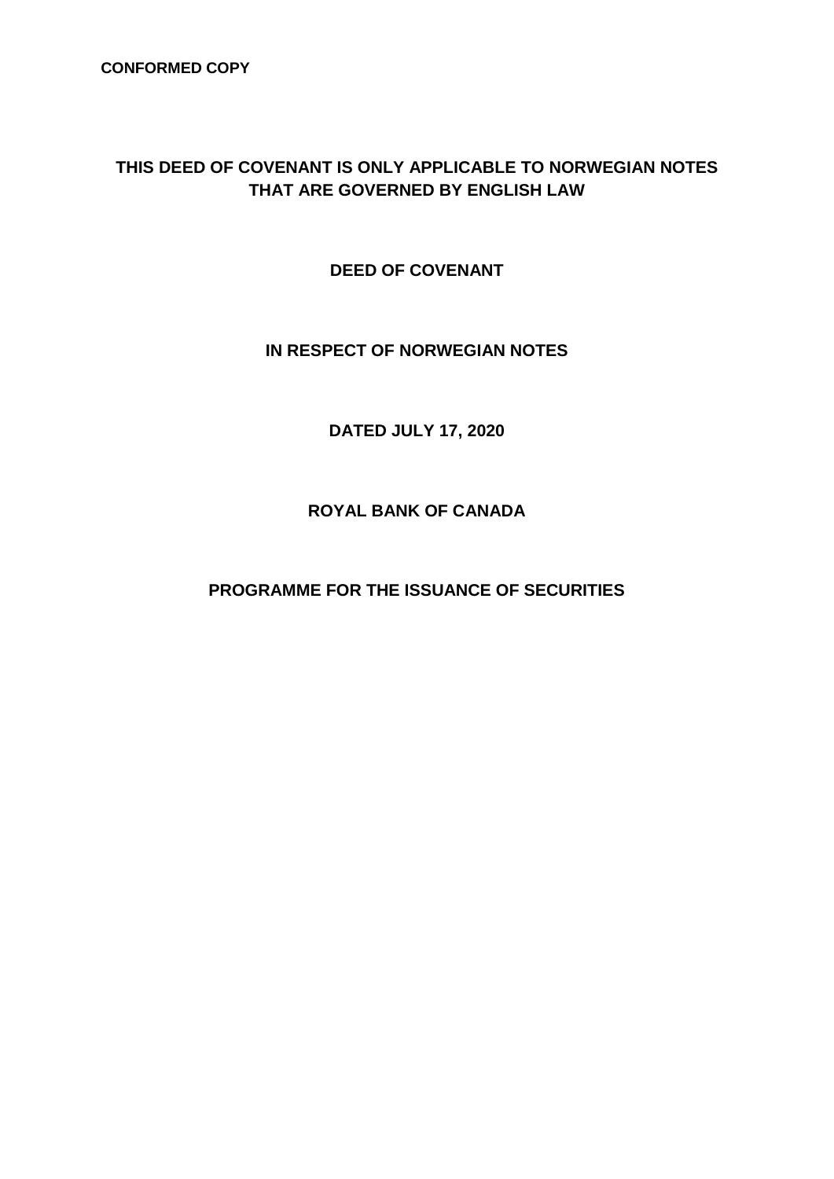**CONFORMED COPY**

**THIS DEED OF COVENANT IS ONLY APPLICABLE TO NORWEGIAN NOTES THAT ARE GOVERNED BY ENGLISH LAW**

# DEED OF COVENANT

## IN RESPECT OF NORWEGIAN NOTES

**DATED JULY 17, 2020**

**ROYAL BANK OF CANADA**

**PROGRAMME FOR THE ISSUANCE OF SECURITIES**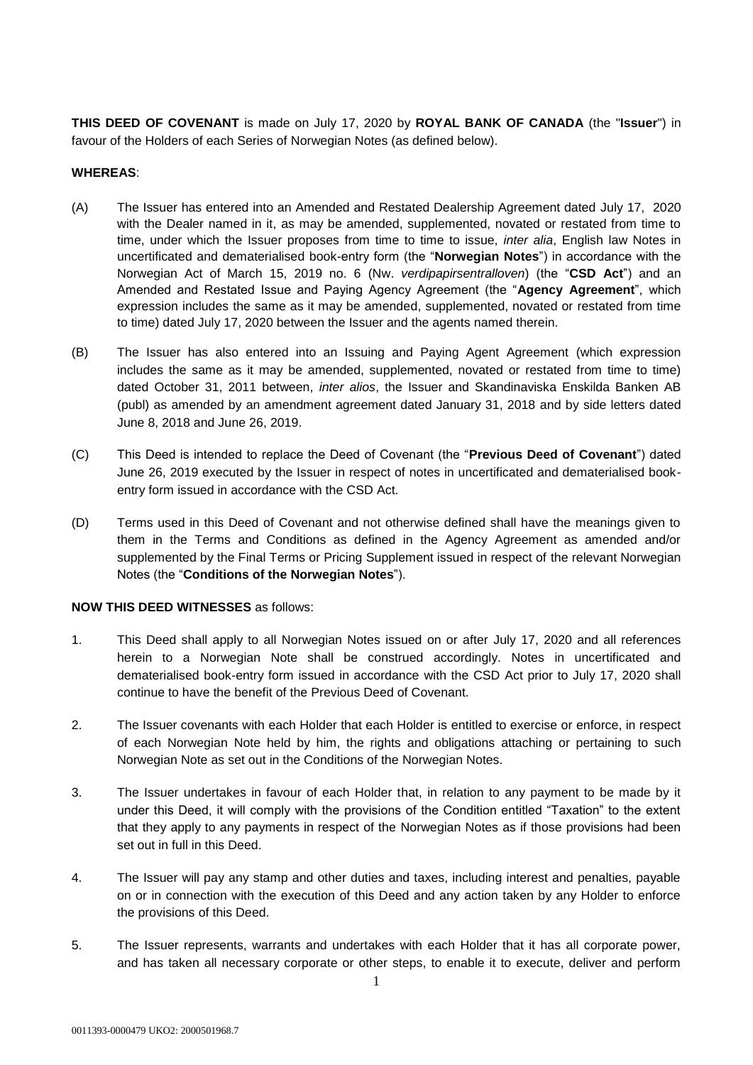**THIS DEED OF COVENANT** is made on July 17, 2020 by **ROYAL BANK OF CANADA** (the "**Issuer**") in favour of the Holders of each Series of Norwegian Notes (as defined below).

**WHEREAS**:

(A) The Issuer has entered into an Amended and Restated Dealership Agreement dated July 17, 2020 with the Dealer named in it, as may be amended, supplemented, novated or restated from time to time, under which the Issuer proposes from time to time to issue, *inter alia*, English law Notes in uncertificated and dematerialised book-entry form (the "**Norwegian Notes**") in accordance with the Norwegian Act of March 15, 2019 no. 6 (Nw. *verdipapirsentralloven*) (the "**CSD Act**") and an Amended and Restated Issue and Paying Agency Agreement (the "**Agency Agreement**", which expression includes the same as it may be amended, supplemented, novated or restated from time to time) dated July 17, 2020 between the Issuer and the agents named therein.

(B) The Issuer has also entered into an Issuing and Paying Agent Agreement (which expression includes the same as it may be amended, supplemented, novated or restated from time to time) dated October 31, 2011 between, *inter alios*, the Issuer and Skandinaviska Enskilda Banken AB (publ) as amended by an amendment agreement dated January 31, 2018 and by side letters dated June 8, 2018 and June 26, 2019.

(C) This Deed is intended to replace the Deed of Covenant (the "**Previous Deed of Covenant**") dated June 26, 2019 executed by the Issuer in respect of notes in uncertificated and dematerialised book-entry form issued in accordance with the CSD Act.

(D) Terms used in this Deed of Covenant and not otherwise defined shall have the meanings given to them in the Terms and Conditions as defined in the Agency Agreement as amended and/or supplemented by the Final Terms or Pricing Supplement issued in respect of the relevant Norwegian Notes (the "**Conditions of the Norwegian Notes**").

**NOW THIS DEED WITNESSES** as follows:

1. This Deed shall apply to all Norwegian Notes issued on or after July 17, 2020 and all references herein to a Norwegian Note shall be construed accordingly. Notes in uncertificated and dematerialised book-entry form issued in accordance with the CSD Act prior to July 17, 2020 shall continue to have the benefit of the Previous Deed of Covenant.

2. The Issuer covenants with each Holder that each Holder is entitled to exercise or enforce, in respect of each Norwegian Note held by him, the rights and obligations attaching or pertaining to such Norwegian Note as set out in the Conditions of the Norwegian Notes.

3. The Issuer undertakes in favour of each Holder that, in relation to any payment to be made by it under this Deed, it will comply with the provisions of the Condition entitled "Taxation" to the extent that they apply to any payments in respect of the Norwegian Notes as if those provisions had been set out in full in this Deed.

4. The Issuer will pay any stamp and other duties and taxes, including interest and penalties, payable on or in connection with the execution of this Deed and any action taken by any Holder to enforce the provisions of this Deed.

5. The Issuer represents, warrants and undertakes with each Holder that it has all corporate power, and has taken all necessary corporate or other steps, to enable it to execute, deliver and perform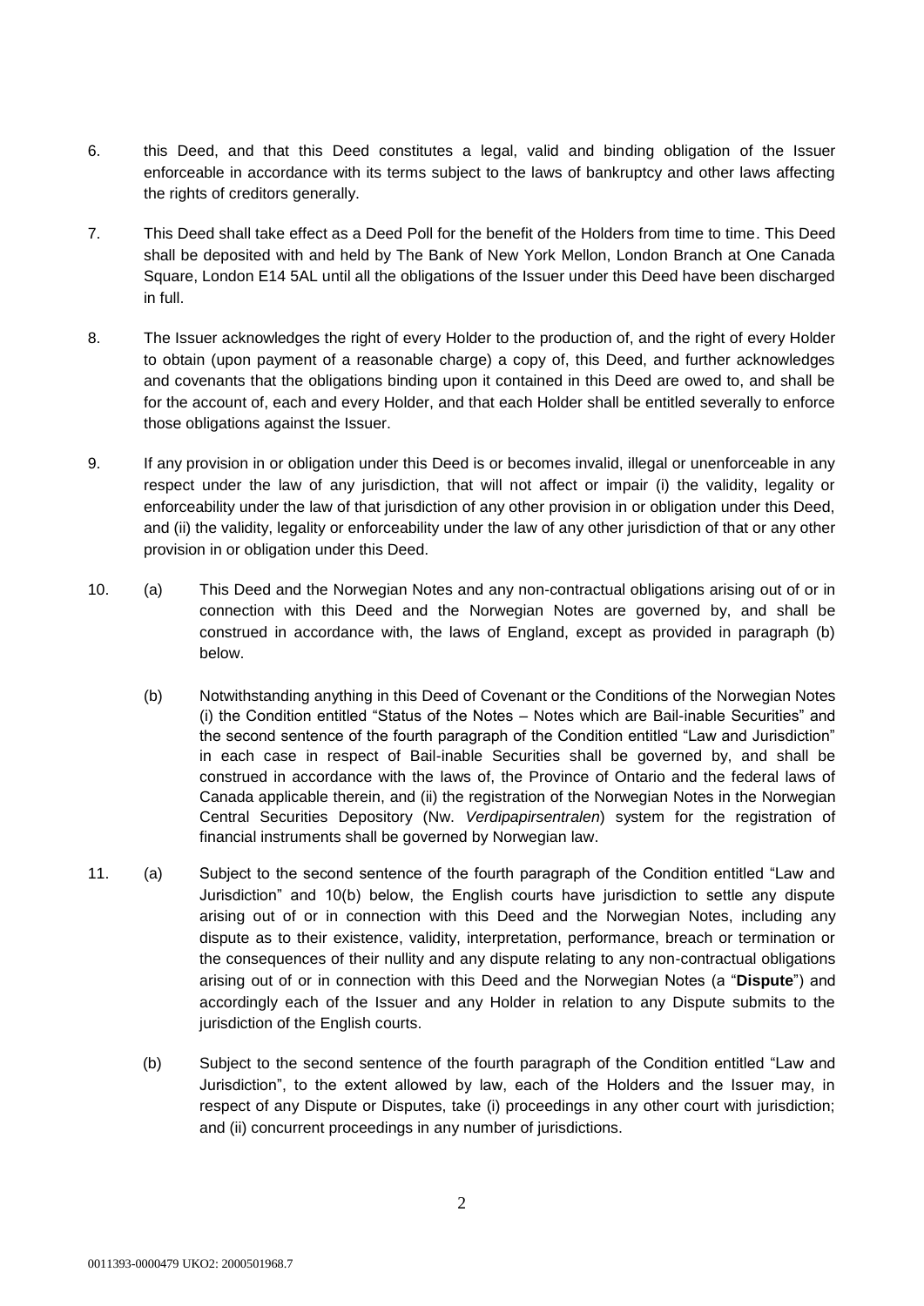6. this Deed, and that this Deed constitutes a legal, valid and binding obligation of the Issuer enforceable in accordance with its terms subject to the laws of bankruptcy and other laws affecting the rights of creditors generally.

7. This Deed shall take effect as a Deed Poll for the benefit of the Holders from time to time. This Deed shall be deposited with and held by The Bank of New York Mellon, London Branch at One Canada Square, London E14 5AL until all the obligations of the Issuer under this Deed have been discharged in full.

8. The Issuer acknowledges the right of every Holder to the production of, and the right of every Holder to obtain (upon payment of a reasonable charge) a copy of, this Deed, and further acknowledges and covenants that the obligations binding upon it contained in this Deed are owed to, and shall be for the account of, each and every Holder, and that each Holder shall be entitled severally to enforce those obligations against the Issuer.

9. If any provision in or obligation under this Deed is or becomes invalid, illegal or unenforceable in any respect under the law of any jurisdiction, that will not affect or impair (i) the validity, legality or enforceability under the law of that jurisdiction of any other provision in or obligation under this Deed, and (ii) the validity, legality or enforceability under the law of any other jurisdiction of that or any other provision in or obligation under this Deed.

10. (a) This Deed and the Norwegian Notes and any non-contractual obligations arising out of or in connection with this Deed and the Norwegian Notes are governed by, and shall be construed in accordance with, the laws of England, except as provided in paragraph (b) below.

    (b) Notwithstanding anything in this Deed of Covenant or the Conditions of the Norwegian Notes (i) the Condition entitled "Status of the Notes – Notes which are Bail-inable Securities" and the second sentence of the fourth paragraph of the Condition entitled "Law and Jurisdiction" in each case in respect of Bail-inable Securities shall be governed by, and shall be construed in accordance with the laws of, the Province of Ontario and the federal laws of Canada applicable therein, and (ii) the registration of the Norwegian Notes in the Norwegian Central Securities Depository (Nw. *Verdipapirsentralen*) system for the registration of financial instruments shall be governed by Norwegian law.

11. (a) Subject to the second sentence of the fourth paragraph of the Condition entitled "Law and Jurisdiction" and 10(b) below, the English courts have jurisdiction to settle any dispute arising out of or in connection with this Deed and the Norwegian Notes, including any dispute as to their existence, validity, interpretation, performance, breach or termination or the consequences of their nullity and any dispute relating to any non-contractual obligations arising out of or in connection with this Deed and the Norwegian Notes (a "**Dispute**") and accordingly each of the Issuer and any Holder in relation to any Dispute submits to the jurisdiction of the English courts.

    (b) Subject to the second sentence of the fourth paragraph of the Condition entitled "Law and Jurisdiction", to the extent allowed by law, each of the Holders and the Issuer may, in respect of any Dispute or Disputes, take (i) proceedings in any other court with jurisdiction; and (ii) concurrent proceedings in any number of jurisdictions.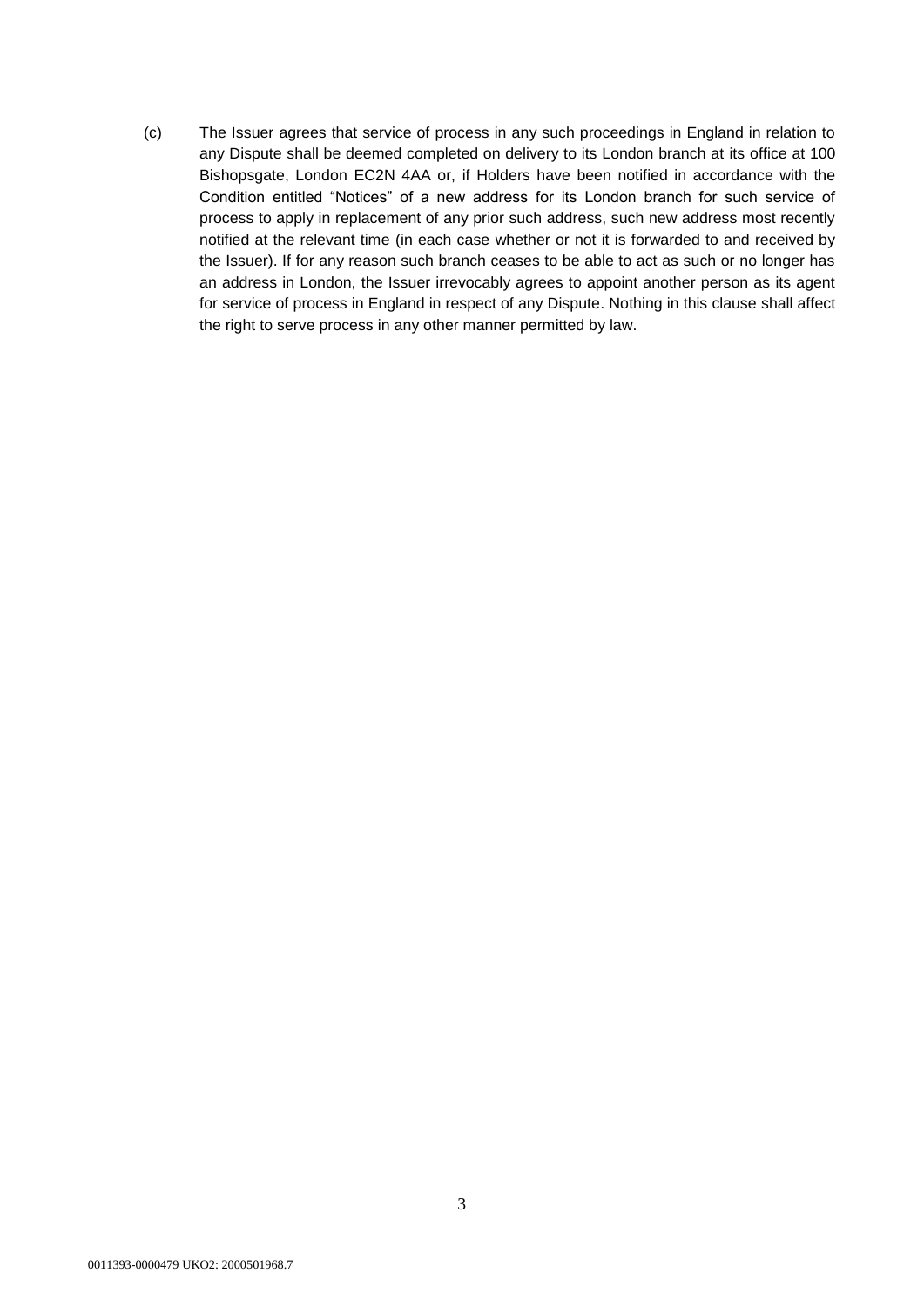(c) The Issuer agrees that service of process in any such proceedings in England in relation to any Dispute shall be deemed completed on delivery to its London branch at its office at 100 Bishopsgate, London EC2N 4AA or, if Holders have been notified in accordance with the Condition entitled "Notices" of a new address for its London branch for such service of process to apply in replacement of any prior such address, such new address most recently notified at the relevant time (in each case whether or not it is forwarded to and received by the Issuer). If for any reason such branch ceases to be able to act as such or no longer has an address in London, the Issuer irrevocably agrees to appoint another person as its agent for service of process in England in respect of any Dispute. Nothing in this clause shall affect the right to serve process in any other manner permitted by law.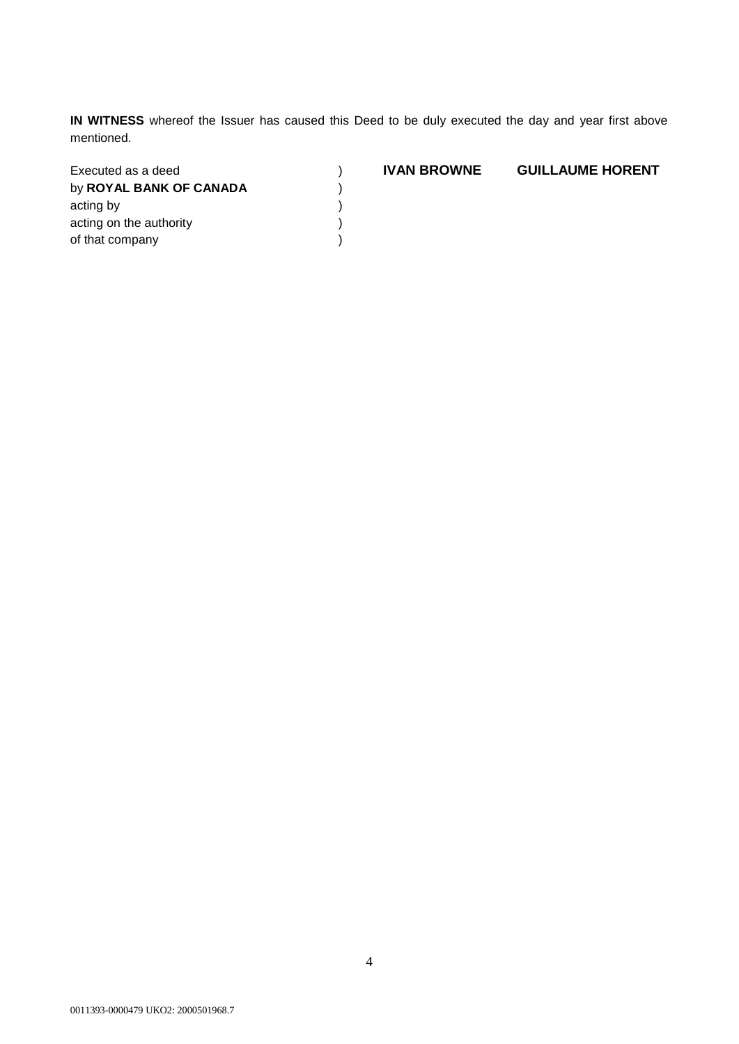**IN WITNESS** whereof the Issuer has caused this Deed to be duly executed the day and year first above mentioned.

| | | | |
|---|---|---|---|
| Executed as a deed | ) | **IVAN BROWNE** | **GUILLAUME HORENT** |
| by **ROYAL BANK OF CANADA** | ) | | |
| acting by | ) | | |
| acting on the authority | ) | | |
| of that company | ) | | |

0011393-0000479 UKO2: 2000501968.7